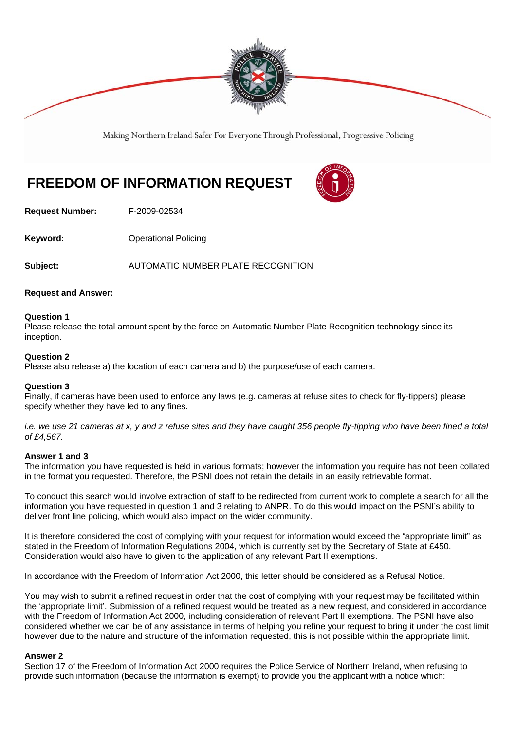Making Northern Ireland Safer For Everyone Through Professional, Progressive Policing

# FREEDOM OF INFORMATION REQUEST

**Request Number:** F-2009-02534

**Keyword:** Operational Policing

**Subject:** AUTOMATIC NUMBER PLATE RECOGNITION

**Request and Answer:**

**Question 1**
Please release the total amount spent by the force on Automatic Number Plate Recognition technology since its inception.

**Question 2**
Please also release a) the location of each camera and b) the purpose/use of each camera.

**Question 3**
Finally, if cameras have been used to enforce any laws (e.g. cameras at refuse sites to check for fly-tippers) please specify whether they have led to any fines.

*i.e. we use 21 cameras at x, y and z refuse sites and they have caught 356 people fly-tipping who have been fined a total of £4,567.*

**Answer 1 and 3**
The information you have requested is held in various formats; however the information you require has not been collated in the format you requested. Therefore, the PSNI does not retain the details in an easily retrievable format.

To conduct this search would involve extraction of staff to be redirected from current work to complete a search for all the information you have requested in question 1 and 3 relating to ANPR. To do this would impact on the PSNI's ability to deliver front line policing, which would also impact on the wider community.

It is therefore considered the cost of complying with your request for information would exceed the "appropriate limit" as stated in the Freedom of Information Regulations 2004, which is currently set by the Secretary of State at £450. Consideration would also have to given to the application of any relevant Part II exemptions.

In accordance with the Freedom of Information Act 2000, this letter should be considered as a Refusal Notice.

You may wish to submit a refined request in order that the cost of complying with your request may be facilitated within the 'appropriate limit'. Submission of a refined request would be treated as a new request, and considered in accordance with the Freedom of Information Act 2000, including consideration of relevant Part II exemptions. The PSNI have also considered whether we can be of any assistance in terms of helping you refine your request to bring it under the cost limit however due to the nature and structure of the information requested, this is not possible within the appropriate limit.

**Answer 2**
Section 17 of the Freedom of Information Act 2000 requires the Police Service of Northern Ireland, when refusing to provide such information (because the information is exempt) to provide you the applicant with a notice which: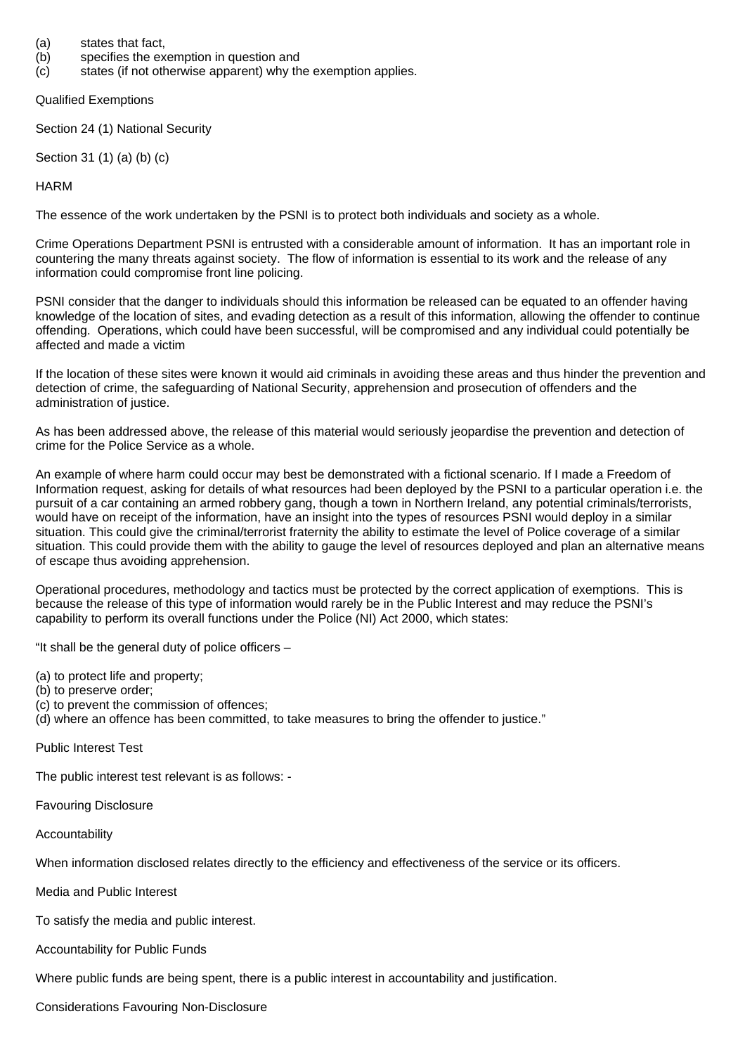(a) states that fact,
(b) specifies the exemption in question and
(c) states (if not otherwise apparent) why the exemption applies.

Qualified Exemptions

Section 24 (1) National Security

Section 31 (1) (a) (b) (c)

HARM

The essence of the work undertaken by the PSNI is to protect both individuals and society as a whole.

Crime Operations Department PSNI is entrusted with a considerable amount of information. It has an important role in countering the many threats against society. The flow of information is essential to its work and the release of any information could compromise front line policing.

PSNI consider that the danger to individuals should this information be released can be equated to an offender having knowledge of the location of sites, and evading detection as a result of this information, allowing the offender to continue offending. Operations, which could have been successful, will be compromised and any individual could potentially be affected and made a victim

If the location of these sites were known it would aid criminals in avoiding these areas and thus hinder the prevention and detection of crime, the safeguarding of National Security, apprehension and prosecution of offenders and the administration of justice.

As has been addressed above, the release of this material would seriously jeopardise the prevention and detection of crime for the Police Service as a whole.

An example of where harm could occur may best be demonstrated with a fictional scenario. If I made a Freedom of Information request, asking for details of what resources had been deployed by the PSNI to a particular operation i.e. the pursuit of a car containing an armed robbery gang, though a town in Northern Ireland, any potential criminals/terrorists, would have on receipt of the information, have an insight into the types of resources PSNI would deploy in a similar situation. This could give the criminal/terrorist fraternity the ability to estimate the level of Police coverage of a similar situation. This could provide them with the ability to gauge the level of resources deployed and plan an alternative means of escape thus avoiding apprehension.

Operational procedures, methodology and tactics must be protected by the correct application of exemptions. This is because the release of this type of information would rarely be in the Public Interest and may reduce the PSNI's capability to perform its overall functions under the Police (NI) Act 2000, which states:

"It shall be the general duty of police officers –

(a) to protect life and property;
(b) to preserve order;
(c) to prevent the commission of offences;
(d) where an offence has been committed, to take measures to bring the offender to justice."

Public Interest Test

The public interest test relevant is as follows: -

Favouring Disclosure

Accountability

When information disclosed relates directly to the efficiency and effectiveness of the service or its officers.

Media and Public Interest

To satisfy the media and public interest.

Accountability for Public Funds

Where public funds are being spent, there is a public interest in accountability and justification.

Considerations Favouring Non-Disclosure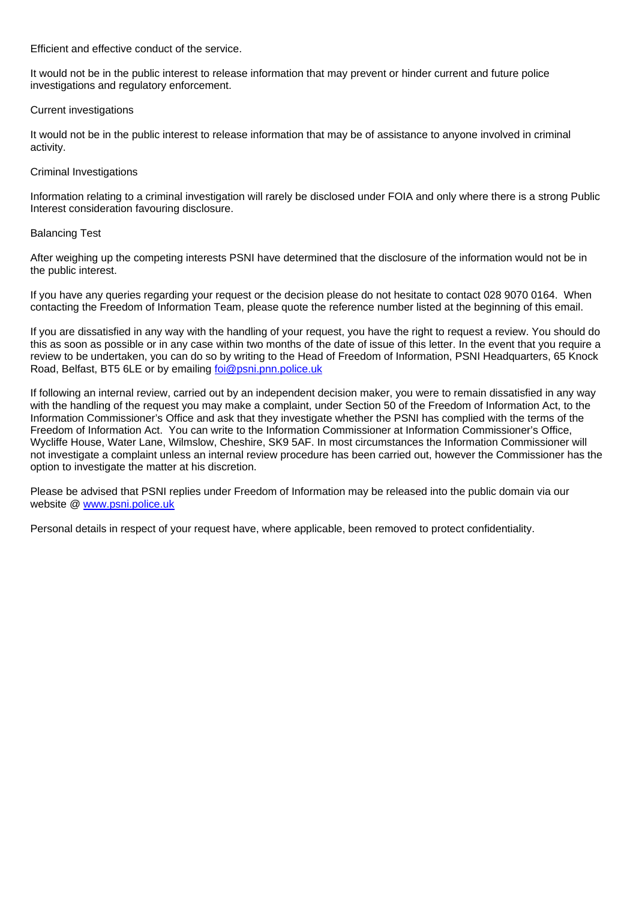Efficient and effective conduct of the service.

It would not be in the public interest to release information that may prevent or hinder current and future police investigations and regulatory enforcement.

Current investigations

It would not be in the public interest to release information that may be of assistance to anyone involved in criminal activity.

Criminal Investigations

Information relating to a criminal investigation will rarely be disclosed under FOIA and only where there is a strong Public Interest consideration favouring disclosure.

Balancing Test

After weighing up the competing interests PSNI have determined that the disclosure of the information would not be in the public interest.

If you have any queries regarding your request or the decision please do not hesitate to contact 028 9070 0164. When contacting the Freedom of Information Team, please quote the reference number listed at the beginning of this email.

If you are dissatisfied in any way with the handling of your request, you have the right to request a review. You should do this as soon as possible or in any case within two months of the date of issue of this letter. In the event that you require a review to be undertaken, you can do so by writing to the Head of Freedom of Information, PSNI Headquarters, 65 Knock Road, Belfast, BT5 6LE or by emailing [foi@psni.pnn.police.uk](mailto:foi@psni.pnn.police.uk)

If following an internal review, carried out by an independent decision maker, you were to remain dissatisfied in any way with the handling of the request you may make a complaint, under Section 50 of the Freedom of Information Act, to the Information Commissioner's Office and ask that they investigate whether the PSNI has complied with the terms of the Freedom of Information Act. You can write to the Information Commissioner at Information Commissioner's Office, Wycliffe House, Water Lane, Wilmslow, Cheshire, SK9 5AF. In most circumstances the Information Commissioner will not investigate a complaint unless an internal review procedure has been carried out, however the Commissioner has the option to investigate the matter at his discretion.

Please be advised that PSNI replies under Freedom of Information may be released into the public domain via our website @ [www.psni.police.uk](http://www.psni.police.uk)

Personal details in respect of your request have, where applicable, been removed to protect confidentiality.